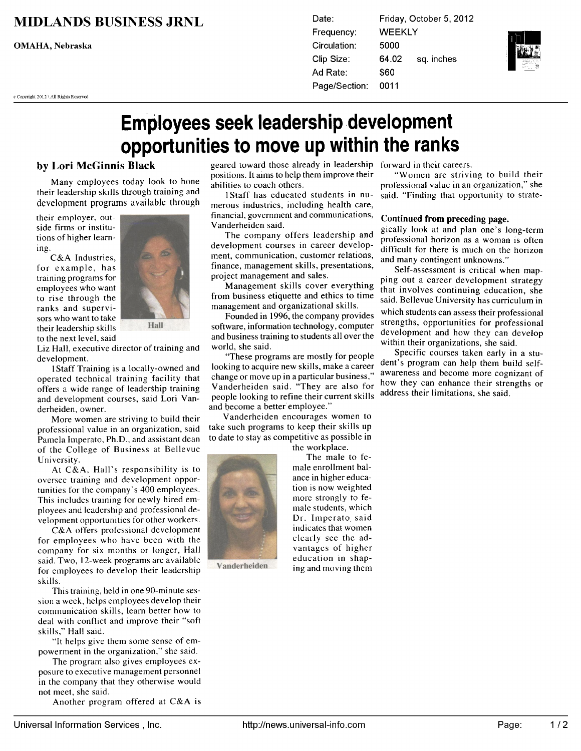# MIDLANDS BUSINESS JRNL

**OMAHA, Nebraska**

| | |
|---|---|
| Date: | Friday, October 5, 2012 |
| Frequency: | WEEKLY |
| Circulation: | 5000 |
| Clip Size: | 64.02 sq. inches |
| Ad Rate: | $60 |
| Page/Section: | 0011 |

c Copyright 2012 \ All Rights Reserved

# Employees seek leadership development opportunities to move up within the ranks

**by Lori McGinnis Black**

Many employees today look to hone their leadership skills through training and development programs available through their employer, outside firms or institutions of higher learning.

Hall

C&A Industries, for example, has training programs for employees who want to rise through the ranks and supervisors who want to take their leadership skills to the next level, said Liz Hall, executive director of training and development.

1Staff Training is a locally-owned and operated technical training facility that offers a wide range of leadership training and development courses, said Lori Vanderheiden, owner.

More women are striving to build their professional value in an organization, said Pamela Imperato, Ph.D., and assistant dean of the College of Business at Bellevue University.

At C&A, Hall's responsibility is to oversee training and development opportunities for the company's 400 employees. This includes training for newly hired employees and leadership and professional development opportunities for other workers.

C&A offers professional development for employees who have been with the company for six months or longer, Hall said. Two, 12-week programs are available for employees to develop their leadership skills.

This training, held in one 90-minute session a week, helps employees develop their communication skills, learn better how to deal with conflict and improve their "soft skills," Hall said.

"It helps give them some sense of empowerment in the organization," she said.

The program also gives employees exposure to executive management personnel in the company that they otherwise would not meet, she said.

Another program offered at C&A is geared toward those already in leadership positions. It aims to help them improve their abilities to coach others.

1Staff has educated students in numerous industries, including health care, financial, government and communications, Vanderheiden said.

The company offers leadership and development courses in career development, communication, customer relations, finance, management skills, presentations, project management and sales.

Management skills cover everything from business etiquette and ethics to time management and organizational skills.

Founded in 1996, the company provides software, information technology, computer and business training to students all over the world, she said.

"These programs are mostly for people looking to acquire new skills, make a career change or move up in a particular business," Vanderheiden said. "They are also for people looking to refine their current skills and become a better employee."

Vanderheiden encourages women to take such programs to keep their skills up to date to stay as competitive as possible in the workplace.

Vanderheiden

The male to female enrollment balance in higher education is now weighted more strongly to female students, which Dr. Imperato said indicates that women clearly see the advantages of higher education in shaping and moving them forward in their careers.

"Women are striving to build their professional value in an organization," she said. "Finding that opportunity to strate-

**Continued from preceding page.**

gically look at and plan one's long-term professional horizon as a woman is often difficult for there is much on the horizon and many contingent unknowns."

Self-assessment is critical when mapping out a career development strategy that involves continuing education, she said. Bellevue University has curriculum in which students can assess their professional strengths, opportunities for professional development and how they can develop within their organizations, she said.

Specific courses taken early in a student's program can help them build self-awareness and become more cognizant of how they can enhance their strengths or address their limitations, she said.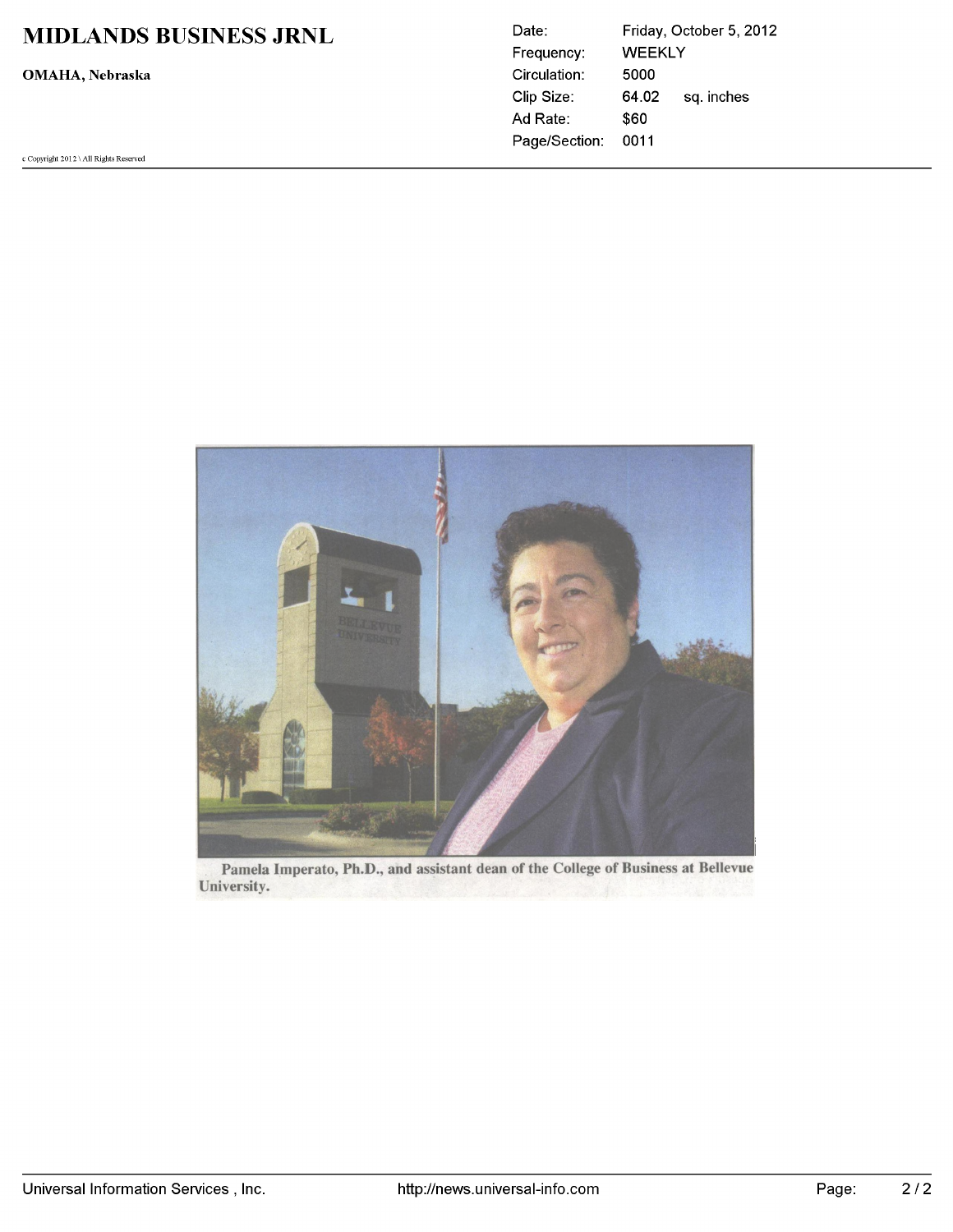**MIDLANDS BUSINESS JRNL**

**OMAHA, Nebraska**

c Copyright 2012 \ All Rights Reserved

| | |
|---|---|
| Date: | Friday, October 5, 2012 |
| Frequency: | WEEKLY |
| Circulation: | 5000 |
| Clip Size: | 64.02 sq. inches |
| Ad Rate: | $60 |
| Page/Section: | 0011 |

**Pamela Imperato, Ph.D., and assistant dean of the College of Business at Bellevue University.**